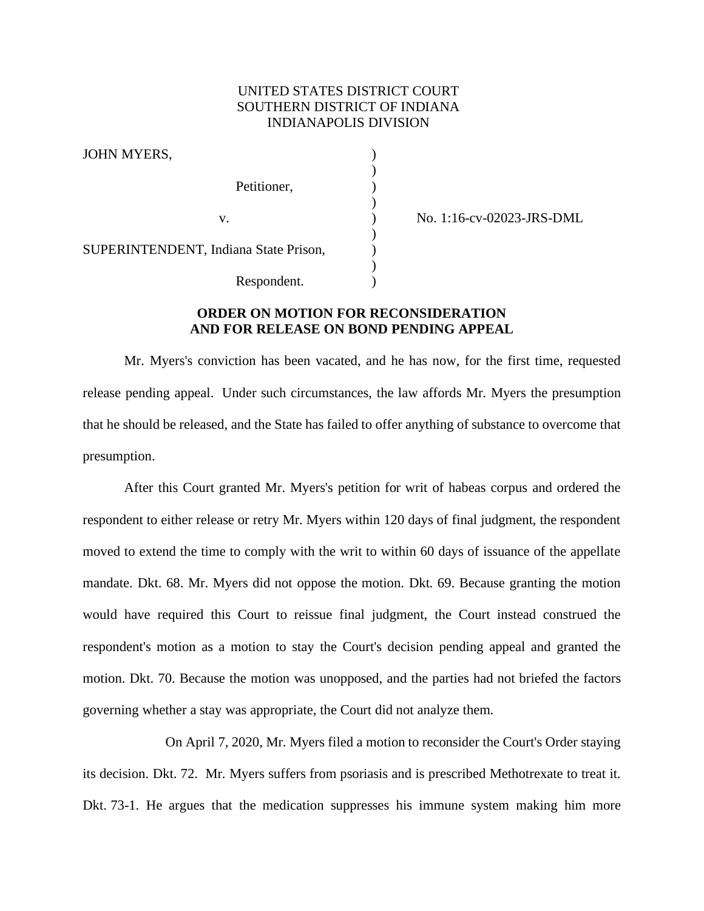UNITED STATES DISTRICT COURT
SOUTHERN DISTRICT OF INDIANA
INDIANAPOLIS DIVISION

| | | |
|---|---|---|
| JOHN MYERS, | ) | |
| | ) | |
| Petitioner, | ) | |
| | ) | |
| v. | ) | No. 1:16-cv-02023-JRS-DML |
| | ) | |
| SUPERINTENDENT, Indiana State Prison, | ) | |
| | ) | |
| Respondent. | ) | |

## ORDER ON MOTION FOR RECONSIDERATION AND FOR RELEASE ON BOND PENDING APPEAL

Mr. Myers's conviction has been vacated, and he has now, for the first time, requested release pending appeal. Under such circumstances, the law affords Mr. Myers the presumption that he should be released, and the State has failed to offer anything of substance to overcome that presumption.

After this Court granted Mr. Myers's petition for writ of habeas corpus and ordered the respondent to either release or retry Mr. Myers within 120 days of final judgment, the respondent moved to extend the time to comply with the writ to within 60 days of issuance of the appellate mandate. Dkt. 68. Mr. Myers did not oppose the motion. Dkt. 69. Because granting the motion would have required this Court to reissue final judgment, the Court instead construed the respondent's motion as a motion to stay the Court's decision pending appeal and granted the motion. Dkt. 70. Because the motion was unopposed, and the parties had not briefed the factors governing whether a stay was appropriate, the Court did not analyze them.

On April 7, 2020, Mr. Myers filed a motion to reconsider the Court's Order staying its decision. Dkt. 72. Mr. Myers suffers from psoriasis and is prescribed Methotrexate to treat it. Dkt. 73-1. He argues that the medication suppresses his immune system making him more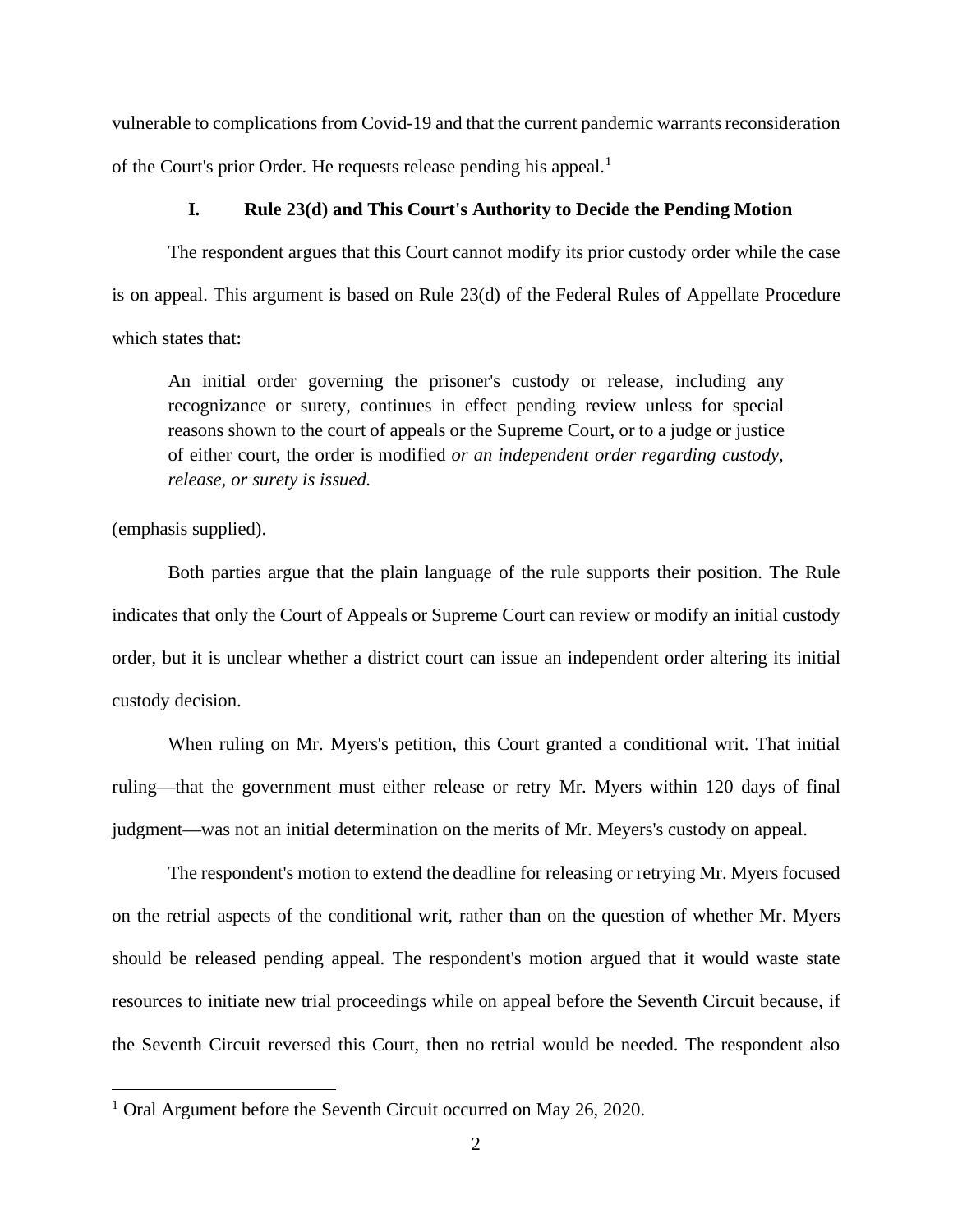vulnerable to complications from Covid-19 and that the current pandemic warrants reconsideration of the Court's prior Order. He requests release pending his appeal.[1]

## I. Rule 23(d) and This Court's Authority to Decide the Pending Motion

The respondent argues that this Court cannot modify its prior custody order while the case is on appeal. This argument is based on Rule 23(d) of the Federal Rules of Appellate Procedure which states that:

> An initial order governing the prisoner's custody or release, including any recognizance or surety, continues in effect pending review unless for special reasons shown to the court of appeals or the Supreme Court, or to a judge or justice of either court, the order is modified *or an independent order regarding custody, release, or surety is issued.*

(emphasis supplied).

Both parties argue that the plain language of the rule supports their position. The Rule indicates that only the Court of Appeals or Supreme Court can review or modify an initial custody order, but it is unclear whether a district court can issue an independent order altering its initial custody decision.

When ruling on Mr. Myers's petition, this Court granted a conditional writ. That initial ruling—that the government must either release or retry Mr. Myers within 120 days of final judgment—was not an initial determination on the merits of Mr. Meyers's custody on appeal.

The respondent's motion to extend the deadline for releasing or retrying Mr. Myers focused on the retrial aspects of the conditional writ, rather than on the question of whether Mr. Myers should be released pending appeal. The respondent's motion argued that it would waste state resources to initiate new trial proceedings while on appeal before the Seventh Circuit because, if the Seventh Circuit reversed this Court, then no retrial would be needed. The respondent also

[1] Oral Argument before the Seventh Circuit occurred on May 26, 2020.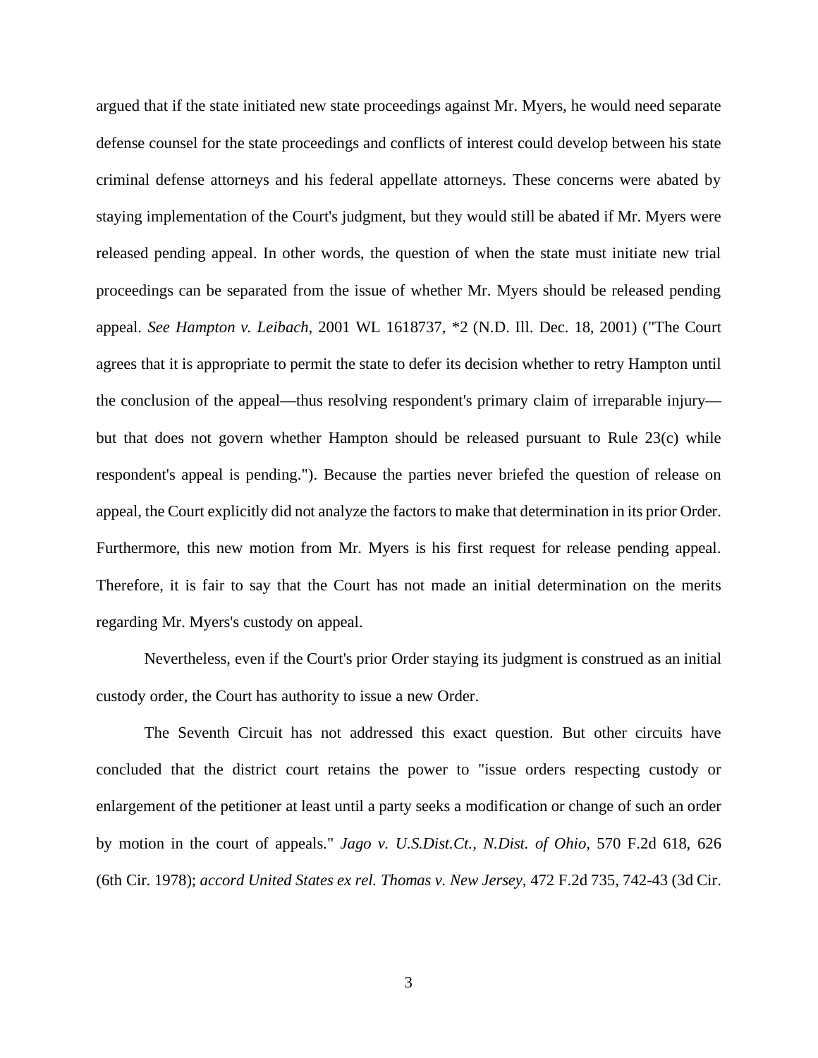argued that if the state initiated new state proceedings against Mr. Myers, he would need separate defense counsel for the state proceedings and conflicts of interest could develop between his state criminal defense attorneys and his federal appellate attorneys. These concerns were abated by staying implementation of the Court's judgment, but they would still be abated if Mr. Myers were released pending appeal. In other words, the question of when the state must initiate new trial proceedings can be separated from the issue of whether Mr. Myers should be released pending appeal. *See Hampton v. Leibach*, 2001 WL 1618737, *2 (N.D. Ill. Dec. 18, 2001) ("The Court agrees that it is appropriate to permit the state to defer its decision whether to retry Hampton until the conclusion of the appeal—thus resolving respondent's primary claim of irreparable injury—but that does not govern whether Hampton should be released pursuant to Rule 23(c) while respondent's appeal is pending."). Because the parties never briefed the question of release on appeal, the Court explicitly did not analyze the factors to make that determination in its prior Order. Furthermore, this new motion from Mr. Myers is his first request for release pending appeal. Therefore, it is fair to say that the Court has not made an initial determination on the merits regarding Mr. Myers's custody on appeal.

Nevertheless, even if the Court's prior Order staying its judgment is construed as an initial custody order, the Court has authority to issue a new Order.

The Seventh Circuit has not addressed this exact question. But other circuits have concluded that the district court retains the power to "issue orders respecting custody or enlargement of the petitioner at least until a party seeks a modification or change of such an order by motion in the court of appeals." *Jago v. U.S.Dist.Ct., N.Dist. of Ohio,* 570 F.2d 618, 626 (6th Cir. 1978); *accord United States ex rel. Thomas v. New Jersey*, 472 F.2d 735, 742-43 (3d Cir.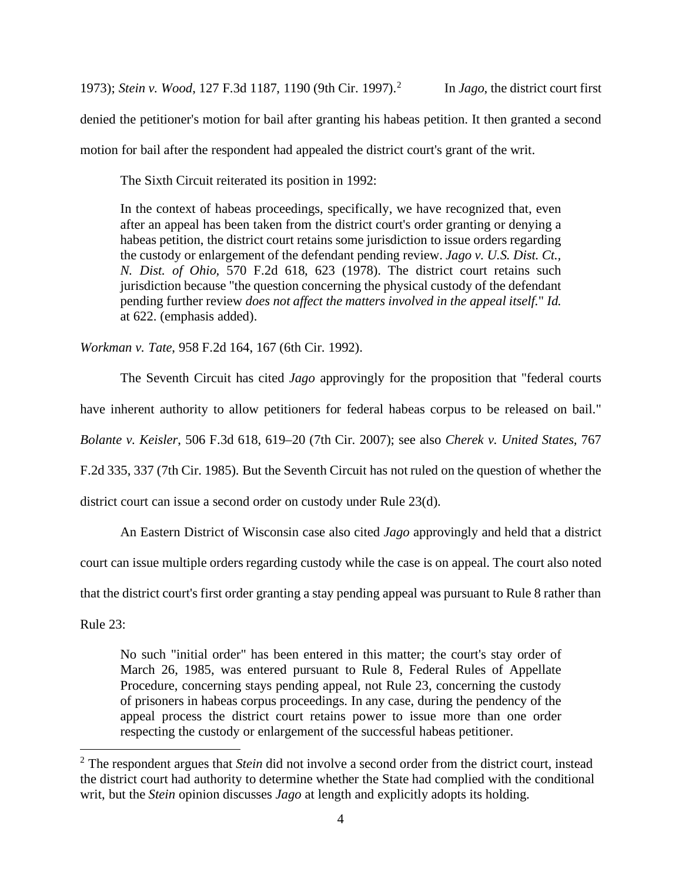1973); *Stein v. Wood*, 127 F.3d 1187, 1190 (9th Cir. 1997).[2] In *Jago*, the district court first denied the petitioner's motion for bail after granting his habeas petition. It then granted a second motion for bail after the respondent had appealed the district court's grant of the writ.

The Sixth Circuit reiterated its position in 1992:

> In the context of habeas proceedings, specifically, we have recognized that, even after an appeal has been taken from the district court's order granting or denying a habeas petition, the district court retains some jurisdiction to issue orders regarding the custody or enlargement of the defendant pending review. *Jago v. U.S. Dist. Ct., N. Dist. of Ohio,* 570 F.2d 618, 623 (1978). The district court retains such jurisdiction because "the question concerning the physical custody of the defendant pending further review *does not affect the matters involved in the appeal itself*." *Id.* at 622. (emphasis added).

*Workman v. Tate*, 958 F.2d 164, 167 (6th Cir. 1992).

The Seventh Circuit has cited *Jago* approvingly for the proposition that "federal courts have inherent authority to allow petitioners for federal habeas corpus to be released on bail." *Bolante v. Keisler*, 506 F.3d 618, 619–20 (7th Cir. 2007); see also *Cherek v. United States*, 767 F.2d 335, 337 (7th Cir. 1985). But the Seventh Circuit has not ruled on the question of whether the district court can issue a second order on custody under Rule 23(d).

An Eastern District of Wisconsin case also cited *Jago* approvingly and held that a district court can issue multiple orders regarding custody while the case is on appeal. The court also noted that the district court's first order granting a stay pending appeal was pursuant to Rule 8 rather than Rule 23:

> No such "initial order" has been entered in this matter; the court's stay order of March 26, 1985, was entered pursuant to Rule 8, Federal Rules of Appellate Procedure, concerning stays pending appeal, not Rule 23, concerning the custody of prisoners in habeas corpus proceedings. In any case, during the pendency of the appeal process the district court retains power to issue more than one order respecting the custody or enlargement of the successful habeas petitioner.

[2] The respondent argues that *Stein* did not involve a second order from the district court, instead the district court had authority to determine whether the State had complied with the conditional writ, but the *Stein* opinion discusses *Jago* at length and explicitly adopts its holding.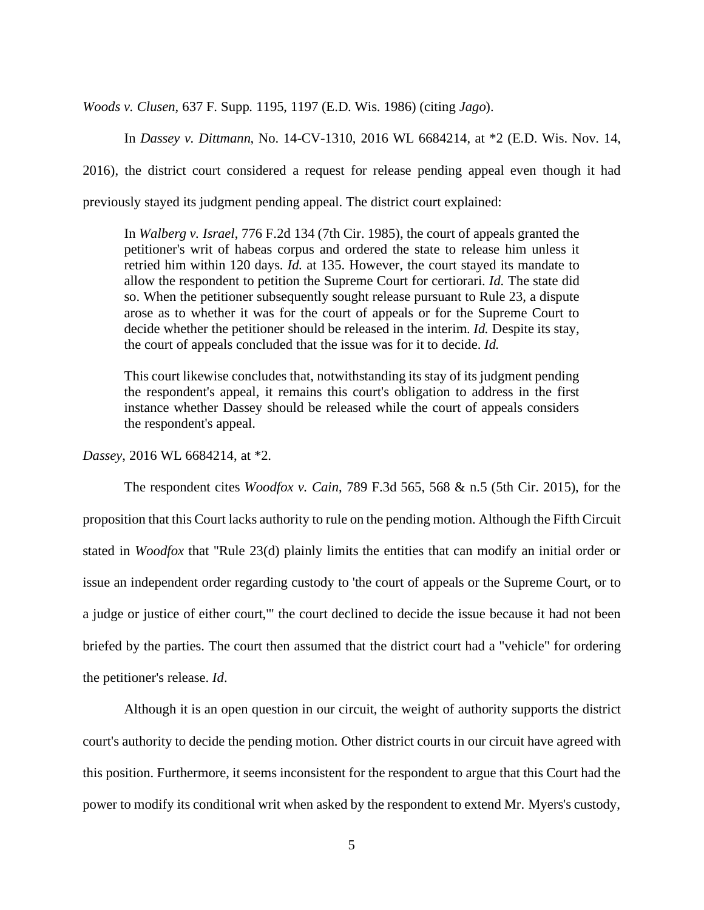*Woods v. Clusen*, 637 F. Supp. 1195, 1197 (E.D. Wis. 1986) (citing *Jago*).

In *Dassey v. Dittmann*, No. 14-CV-1310, 2016 WL 6684214, at *2 (E.D. Wis. Nov. 14, 2016), the district court considered a request for release pending appeal even though it had previously stayed its judgment pending appeal. The district court explained:

> In *Walberg v. Israel*, 776 F.2d 134 (7th Cir. 1985), the court of appeals granted the petitioner's writ of habeas corpus and ordered the state to release him unless it retried him within 120 days. *Id.* at 135. However, the court stayed its mandate to allow the respondent to petition the Supreme Court for certiorari. *Id.* The state did so. When the petitioner subsequently sought release pursuant to Rule 23, a dispute arose as to whether it was for the court of appeals or for the Supreme Court to decide whether the petitioner should be released in the interim. *Id.* Despite its stay, the court of appeals concluded that the issue was for it to decide. *Id.*
>
> This court likewise concludes that, notwithstanding its stay of its judgment pending the respondent's appeal, it remains this court's obligation to address in the first instance whether Dassey should be released while the court of appeals considers the respondent's appeal.

*Dassey*, 2016 WL 6684214, at *2.

The respondent cites *Woodfox v. Cain*, 789 F.3d 565, 568 & n.5 (5th Cir. 2015), for the proposition that this Court lacks authority to rule on the pending motion. Although the Fifth Circuit stated in *Woodfox* that "Rule 23(d) plainly limits the entities that can modify an initial order or issue an independent order regarding custody to 'the court of appeals or the Supreme Court, or to a judge or justice of either court,'" the court declined to decide the issue because it had not been briefed by the parties. The court then assumed that the district court had a "vehicle" for ordering the petitioner's release. *Id*.

Although it is an open question in our circuit, the weight of authority supports the district court's authority to decide the pending motion. Other district courts in our circuit have agreed with this position. Furthermore, it seems inconsistent for the respondent to argue that this Court had the power to modify its conditional writ when asked by the respondent to extend Mr. Myers's custody,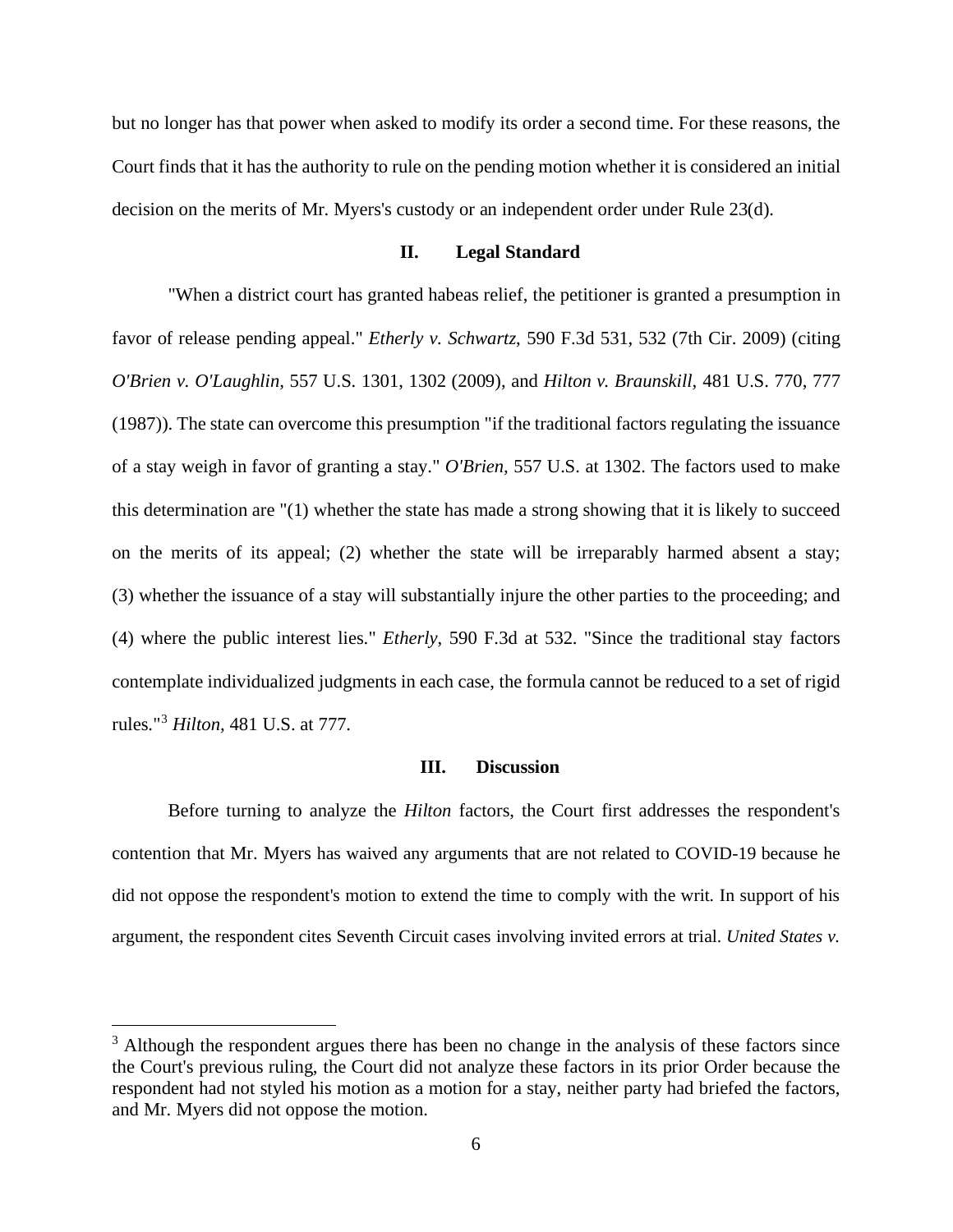but no longer has that power when asked to modify its order a second time. For these reasons, the Court finds that it has the authority to rule on the pending motion whether it is considered an initial decision on the merits of Mr. Myers's custody or an independent order under Rule 23(d).

## II. Legal Standard

"When a district court has granted habeas relief, the petitioner is granted a presumption in favor of release pending appeal." *Etherly v. Schwartz*, 590 F.3d 531, 532 (7th Cir. 2009) (citing *O'Brien v. O'Laughlin*, 557 U.S. 1301, 1302 (2009), and *Hilton v. Braunskill*, 481 U.S. 770, 777 (1987)). The state can overcome this presumption "if the traditional factors regulating the issuance of a stay weigh in favor of granting a stay." *O'Brien*, 557 U.S. at 1302. The factors used to make this determination are "(1) whether the state has made a strong showing that it is likely to succeed on the merits of its appeal; (2) whether the state will be irreparably harmed absent a stay; (3) whether the issuance of a stay will substantially injure the other parties to the proceeding; and (4) where the public interest lies." *Etherly*, 590 F.3d at 532. "Since the traditional stay factors contemplate individualized judgments in each case, the formula cannot be reduced to a set of rigid rules."[3] *Hilton*, 481 U.S. at 777.

## III. Discussion

Before turning to analyze the *Hilton* factors, the Court first addresses the respondent's contention that Mr. Myers has waived any arguments that are not related to COVID-19 because he did not oppose the respondent's motion to extend the time to comply with the writ. In support of his argument, the respondent cites Seventh Circuit cases involving invited errors at trial. *United States v.*

---

[3] Although the respondent argues there has been no change in the analysis of these factors since the Court's previous ruling, the Court did not analyze these factors in its prior Order because the respondent had not styled his motion as a motion for a stay, neither party had briefed the factors, and Mr. Myers did not oppose the motion.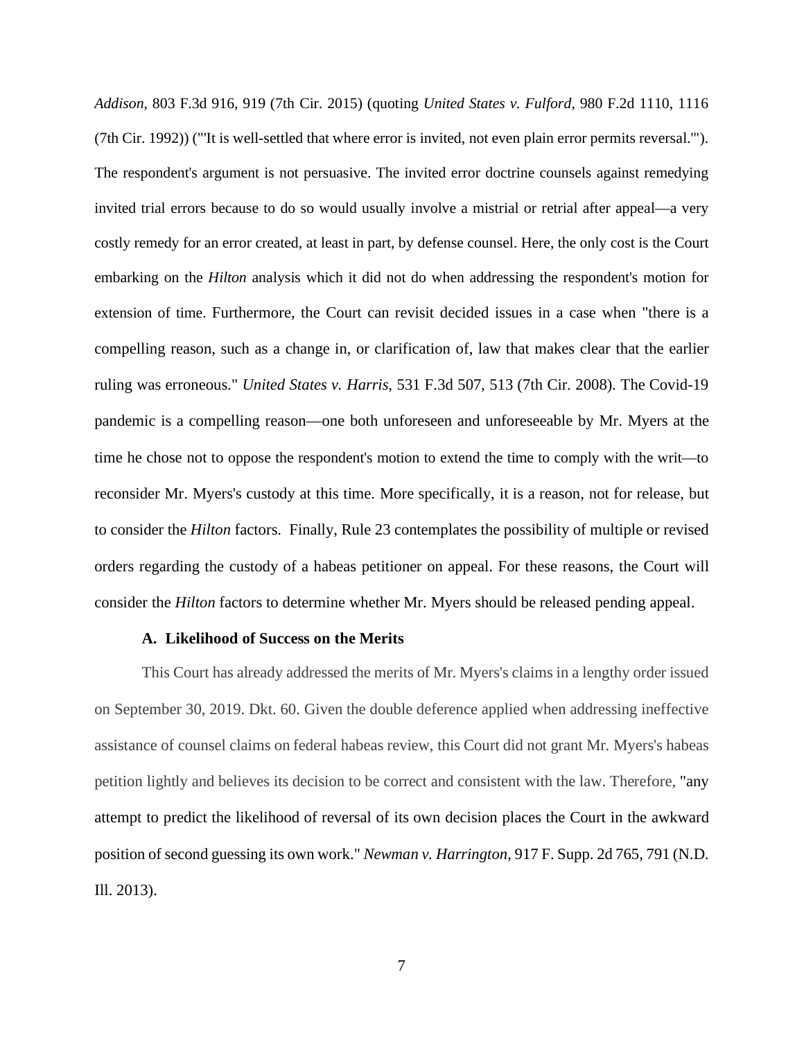*Addison*, 803 F.3d 916, 919 (7th Cir. 2015) (quoting *United States v. Fulford*, 980 F.2d 1110, 1116 (7th Cir. 1992)) ("'It is well-settled that where error is invited, not even plain error permits reversal.'"). The respondent's argument is not persuasive. The invited error doctrine counsels against remedying invited trial errors because to do so would usually involve a mistrial or retrial after appeal—a very costly remedy for an error created, at least in part, by defense counsel. Here, the only cost is the Court embarking on the *Hilton* analysis which it did not do when addressing the respondent's motion for extension of time. Furthermore, the Court can revisit decided issues in a case when "there is a compelling reason, such as a change in, or clarification of, law that makes clear that the earlier ruling was erroneous." *United States v. Harris*, 531 F.3d 507, 513 (7th Cir. 2008). The Covid-19 pandemic is a compelling reason—one both unforeseen and unforeseeable by Mr. Myers at the time he chose not to oppose the respondent's motion to extend the time to comply with the writ—to reconsider Mr. Myers's custody at this time. More specifically, it is a reason, not for release, but to consider the *Hilton* factors. Finally, Rule 23 contemplates the possibility of multiple or revised orders regarding the custody of a habeas petitioner on appeal. For these reasons, the Court will consider the *Hilton* factors to determine whether Mr. Myers should be released pending appeal.

**A. Likelihood of Success on the Merits**

This Court has already addressed the merits of Mr. Myers's claims in a lengthy order issued on September 30, 2019. Dkt. 60. Given the double deference applied when addressing ineffective assistance of counsel claims on federal habeas review, this Court did not grant Mr. Myers's habeas petition lightly and believes its decision to be correct and consistent with the law. Therefore, "any attempt to predict the likelihood of reversal of its own decision places the Court in the awkward position of second guessing its own work." *Newman v. Harrington*, 917 F. Supp. 2d 765, 791 (N.D. Ill. 2013).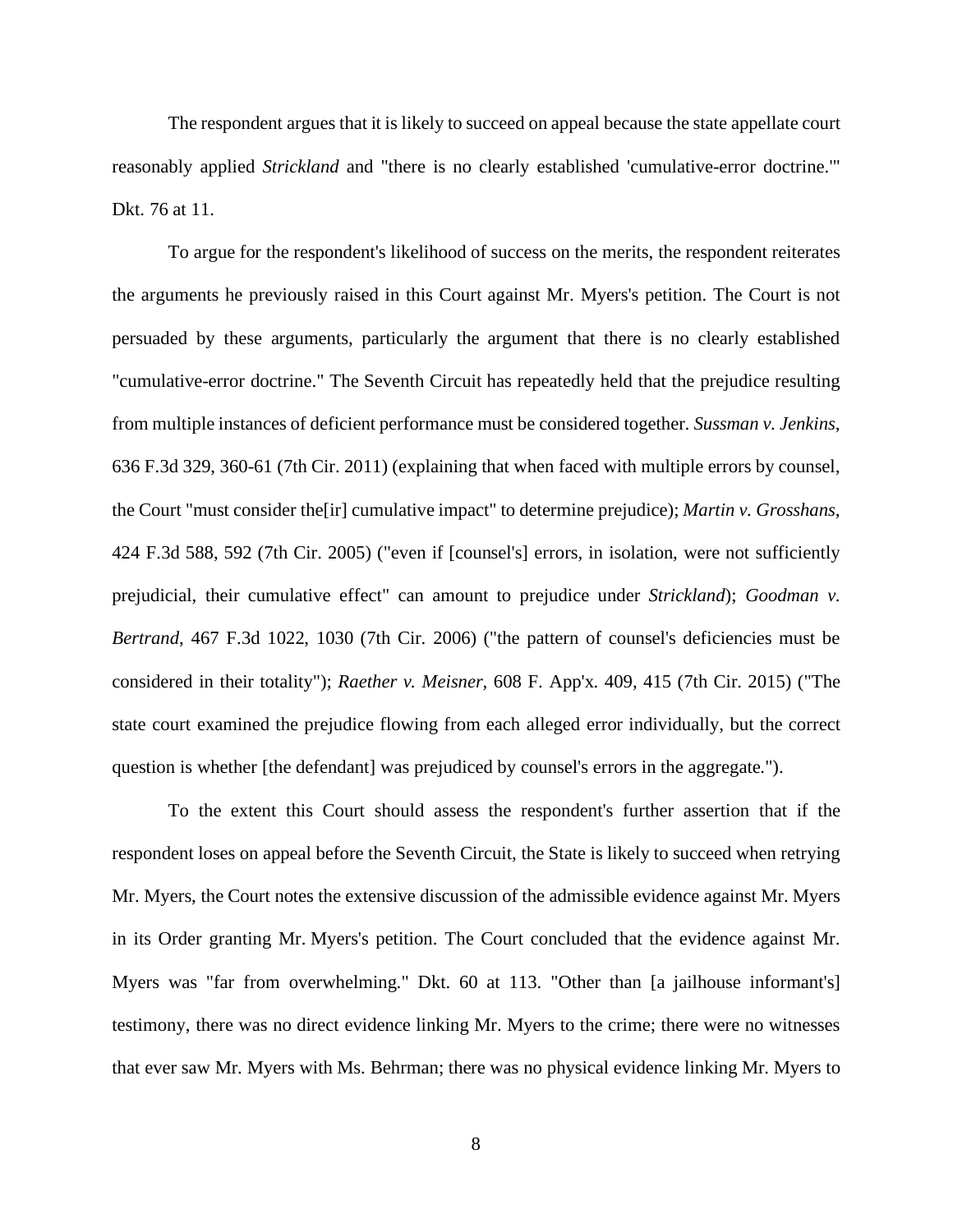The respondent argues that it is likely to succeed on appeal because the state appellate court reasonably applied *Strickland* and "there is no clearly established 'cumulative-error doctrine.'" Dkt. 76 at 11.

To argue for the respondent's likelihood of success on the merits, the respondent reiterates the arguments he previously raised in this Court against Mr. Myers's petition. The Court is not persuaded by these arguments, particularly the argument that there is no clearly established "cumulative-error doctrine." The Seventh Circuit has repeatedly held that the prejudice resulting from multiple instances of deficient performance must be considered together. *Sussman v. Jenkins*, 636 F.3d 329, 360-61 (7th Cir. 2011) (explaining that when faced with multiple errors by counsel, the Court "must consider the[ir] cumulative impact" to determine prejudice); *Martin v. Grosshans*, 424 F.3d 588, 592 (7th Cir. 2005) ("even if [counsel's] errors, in isolation, were not sufficiently prejudicial, their cumulative effect" can amount to prejudice under *Strickland*); *Goodman v. Bertrand*, 467 F.3d 1022, 1030 (7th Cir. 2006) ("the pattern of counsel's deficiencies must be considered in their totality"); *Raether v. Meisner*, 608 F. App'x. 409, 415 (7th Cir. 2015) ("The state court examined the prejudice flowing from each alleged error individually, but the correct question is whether [the defendant] was prejudiced by counsel's errors in the aggregate.").

To the extent this Court should assess the respondent's further assertion that if the respondent loses on appeal before the Seventh Circuit, the State is likely to succeed when retrying Mr. Myers, the Court notes the extensive discussion of the admissible evidence against Mr. Myers in its Order granting Mr. Myers's petition. The Court concluded that the evidence against Mr. Myers was "far from overwhelming." Dkt. 60 at 113. "Other than [a jailhouse informant's] testimony, there was no direct evidence linking Mr. Myers to the crime; there were no witnesses that ever saw Mr. Myers with Ms. Behrman; there was no physical evidence linking Mr. Myers to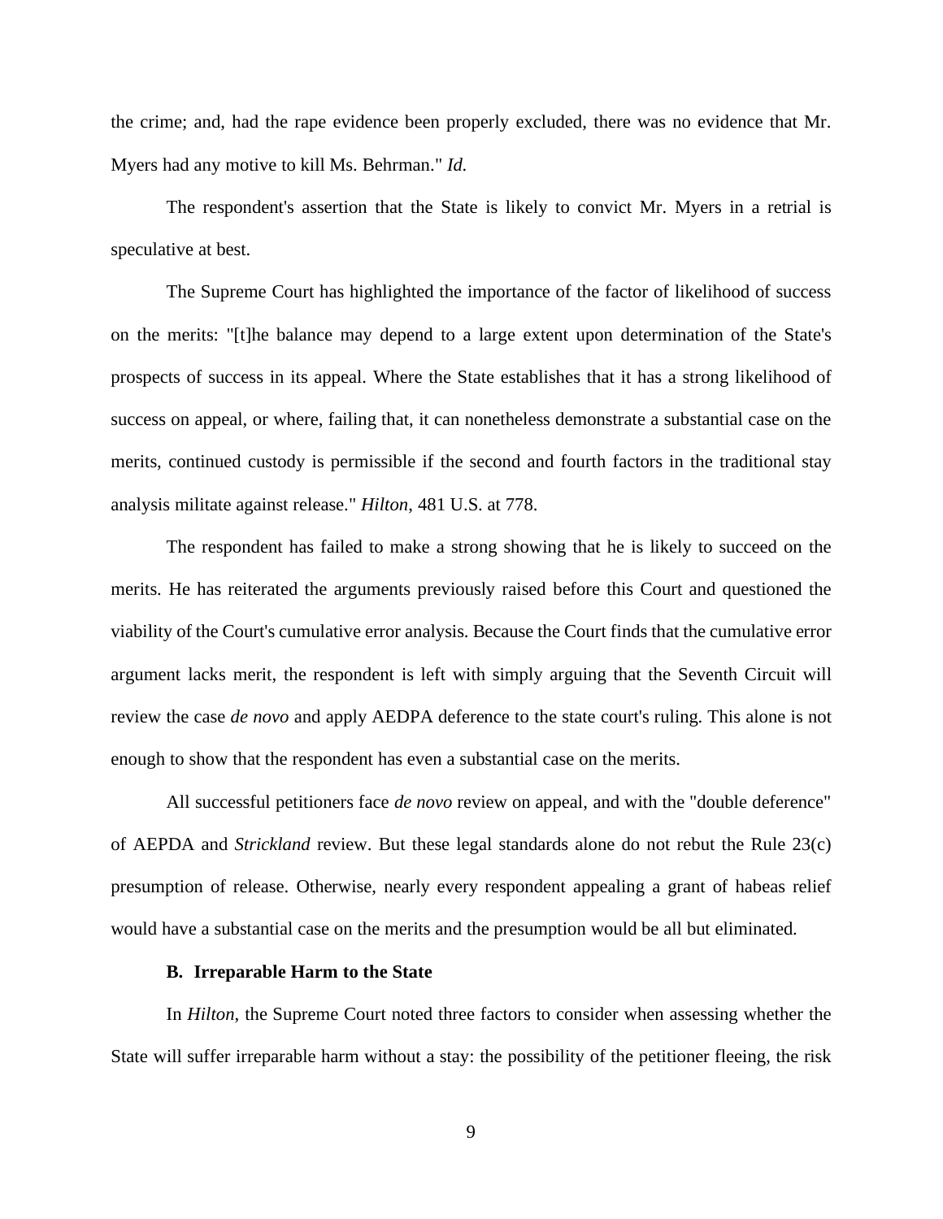the crime; and, had the rape evidence been properly excluded, there was no evidence that Mr. Myers had any motive to kill Ms. Behrman." *Id.*

The respondent's assertion that the State is likely to convict Mr. Myers in a retrial is speculative at best.

The Supreme Court has highlighted the importance of the factor of likelihood of success on the merits: "[t]he balance may depend to a large extent upon determination of the State's prospects of success in its appeal. Where the State establishes that it has a strong likelihood of success on appeal, or where, failing that, it can nonetheless demonstrate a substantial case on the merits, continued custody is permissible if the second and fourth factors in the traditional stay analysis militate against release." *Hilton*, 481 U.S. at 778.

The respondent has failed to make a strong showing that he is likely to succeed on the merits. He has reiterated the arguments previously raised before this Court and questioned the viability of the Court's cumulative error analysis. Because the Court finds that the cumulative error argument lacks merit, the respondent is left with simply arguing that the Seventh Circuit will review the case *de novo* and apply AEDPA deference to the state court's ruling. This alone is not enough to show that the respondent has even a substantial case on the merits.

All successful petitioners face *de novo* review on appeal, and with the "double deference" of AEPDA and *Strickland* review. But these legal standards alone do not rebut the Rule 23(c) presumption of release. Otherwise, nearly every respondent appealing a grant of habeas relief would have a substantial case on the merits and the presumption would be all but eliminated.

### B. Irreparable Harm to the State

In *Hilton*, the Supreme Court noted three factors to consider when assessing whether the State will suffer irreparable harm without a stay: the possibility of the petitioner fleeing, the risk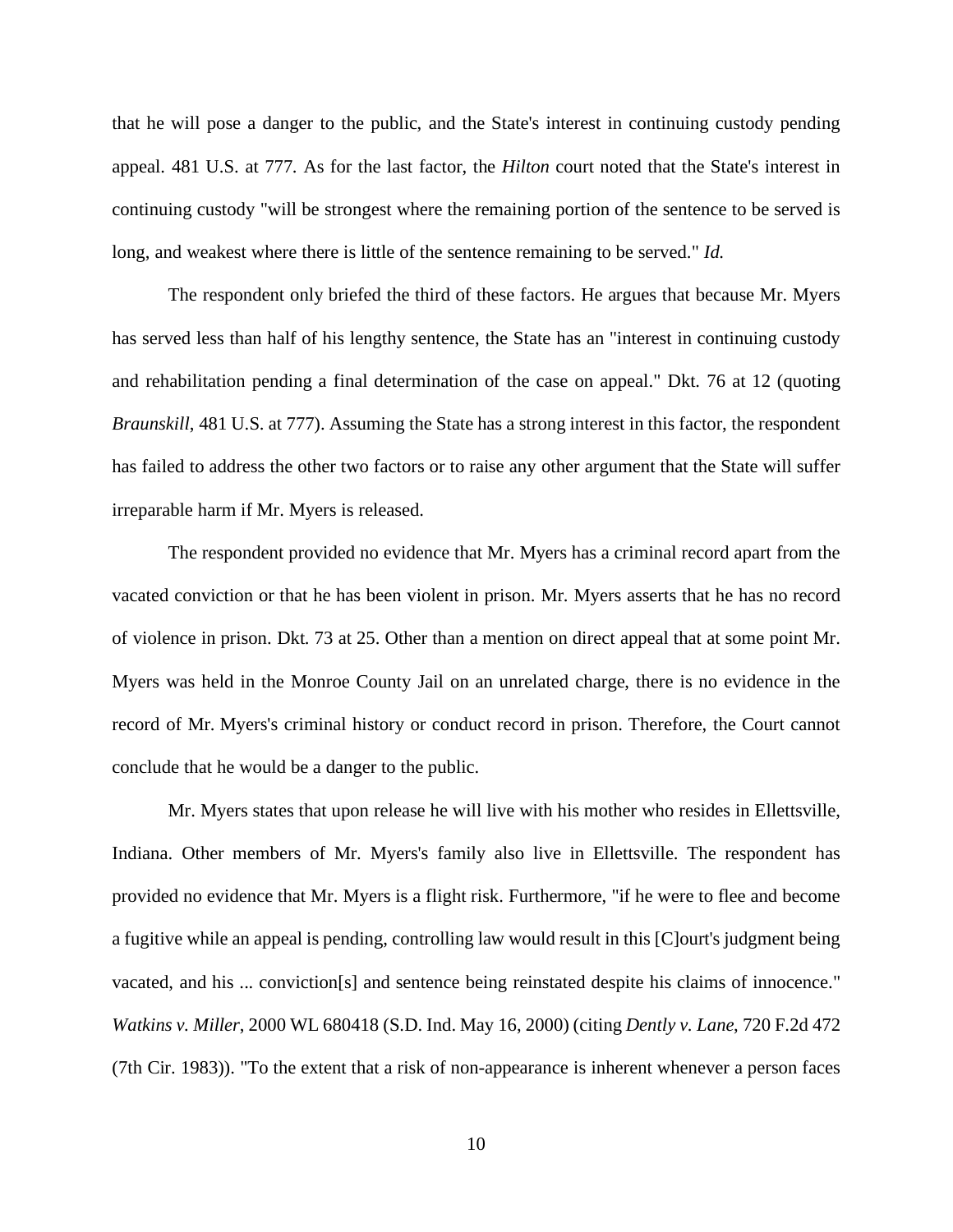that he will pose a danger to the public, and the State's interest in continuing custody pending appeal. 481 U.S. at 777. As for the last factor, the *Hilton* court noted that the State's interest in continuing custody "will be strongest where the remaining portion of the sentence to be served is long, and weakest where there is little of the sentence remaining to be served." *Id.*

The respondent only briefed the third of these factors. He argues that because Mr. Myers has served less than half of his lengthy sentence, the State has an "interest in continuing custody and rehabilitation pending a final determination of the case on appeal." Dkt. 76 at 12 (quoting *Braunskill*, 481 U.S. at 777). Assuming the State has a strong interest in this factor, the respondent has failed to address the other two factors or to raise any other argument that the State will suffer irreparable harm if Mr. Myers is released.

The respondent provided no evidence that Mr. Myers has a criminal record apart from the vacated conviction or that he has been violent in prison. Mr. Myers asserts that he has no record of violence in prison. Dkt. 73 at 25. Other than a mention on direct appeal that at some point Mr. Myers was held in the Monroe County Jail on an unrelated charge, there is no evidence in the record of Mr. Myers's criminal history or conduct record in prison. Therefore, the Court cannot conclude that he would be a danger to the public.

Mr. Myers states that upon release he will live with his mother who resides in Ellettsville, Indiana. Other members of Mr. Myers's family also live in Ellettsville. The respondent has provided no evidence that Mr. Myers is a flight risk. Furthermore, "if he were to flee and become a fugitive while an appeal is pending, controlling law would result in this [C]ourt's judgment being vacated, and his ... conviction[s] and sentence being reinstated despite his claims of innocence." *Watkins v. Miller*, 2000 WL 680418 (S.D. Ind. May 16, 2000) (citing *Dently v. Lane*, 720 F.2d 472 (7th Cir. 1983)). "To the extent that a risk of non-appearance is inherent whenever a person faces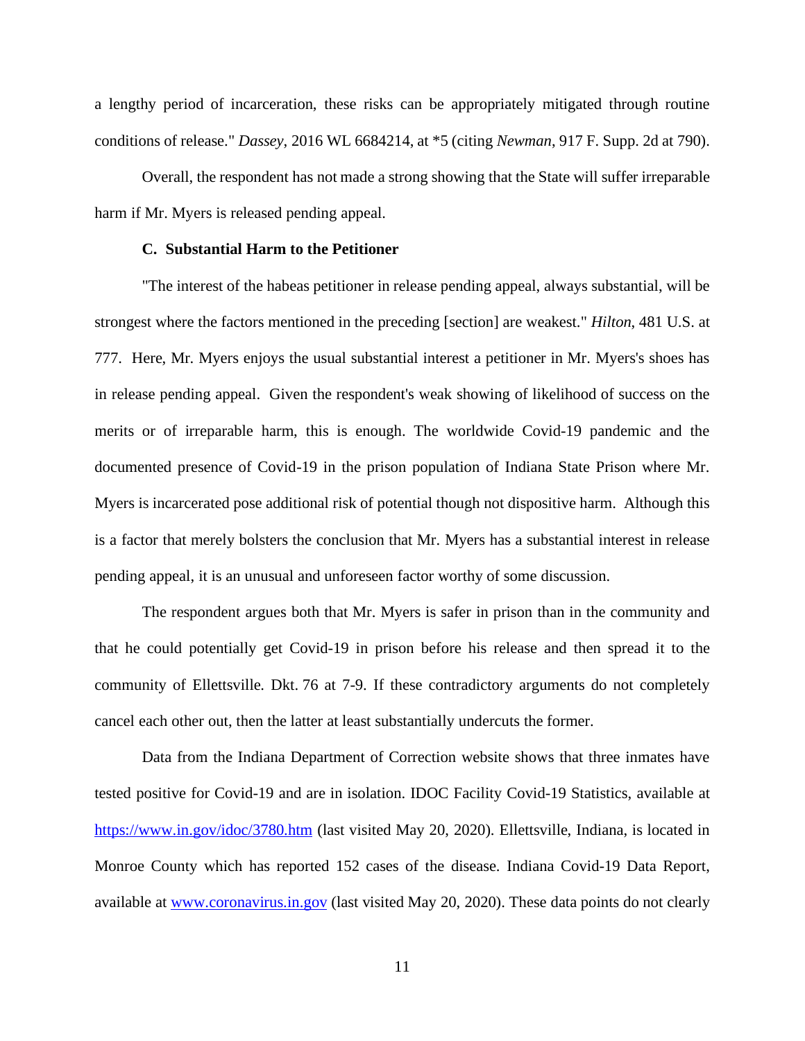a lengthy period of incarceration, these risks can be appropriately mitigated through routine conditions of release." *Dassey*, 2016 WL 6684214, at *5 (citing *Newman*, 917 F. Supp. 2d at 790).

Overall, the respondent has not made a strong showing that the State will suffer irreparable harm if Mr. Myers is released pending appeal.

**C. Substantial Harm to the Petitioner**

"The interest of the habeas petitioner in release pending appeal, always substantial, will be strongest where the factors mentioned in the preceding [section] are weakest." *Hilton*, 481 U.S. at 777. Here, Mr. Myers enjoys the usual substantial interest a petitioner in Mr. Myers's shoes has in release pending appeal. Given the respondent's weak showing of likelihood of success on the merits or of irreparable harm, this is enough. The worldwide Covid-19 pandemic and the documented presence of Covid-19 in the prison population of Indiana State Prison where Mr. Myers is incarcerated pose additional risk of potential though not dispositive harm. Although this is a factor that merely bolsters the conclusion that Mr. Myers has a substantial interest in release pending appeal, it is an unusual and unforeseen factor worthy of some discussion.

The respondent argues both that Mr. Myers is safer in prison than in the community and that he could potentially get Covid-19 in prison before his release and then spread it to the community of Ellettsville. Dkt. 76 at 7-9. If these contradictory arguments do not completely cancel each other out, then the latter at least substantially undercuts the former.

Data from the Indiana Department of Correction website shows that three inmates have tested positive for Covid-19 and are in isolation. IDOC Facility Covid-19 Statistics, available at [https://www.in.gov/idoc/3780.htm](https://www.in.gov/idoc/3780.htm) (last visited May 20, 2020). Ellettsville, Indiana, is located in Monroe County which has reported 152 cases of the disease. Indiana Covid-19 Data Report, available at [www.coronavirus.in.gov](www.coronavirus.in.gov) (last visited May 20, 2020). These data points do not clearly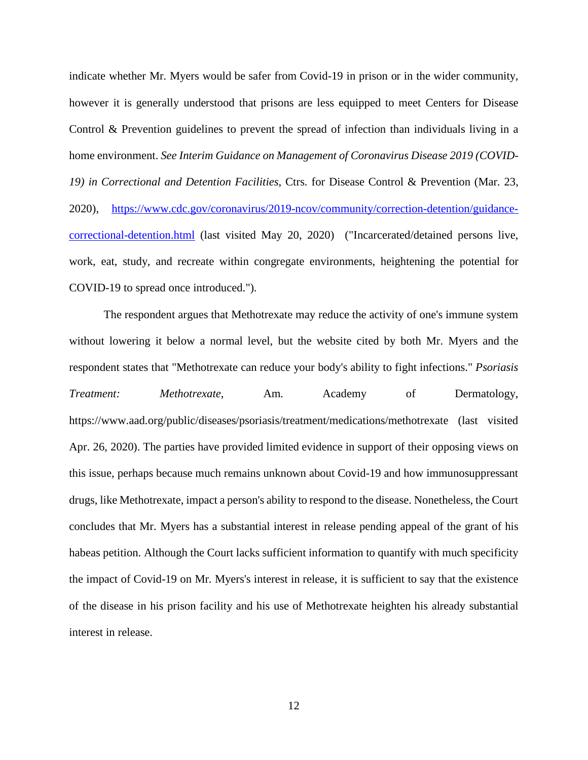indicate whether Mr. Myers would be safer from Covid-19 in prison or in the wider community, however it is generally understood that prisons are less equipped to meet Centers for Disease Control & Prevention guidelines to prevent the spread of infection than individuals living in a home environment. *See Interim Guidance on Management of Coronavirus Disease 2019 (COVID-19) in Correctional and Detention Facilities*, Ctrs. for Disease Control & Prevention (Mar. 23, 2020), [https://www.cdc.gov/coronavirus/2019-ncov/community/correction-detention/guidance-correctional-detention.html](https://www.cdc.gov/coronavirus/2019-ncov/community/correction-detention/guidance-correctional-detention.html) (last visited May 20, 2020) ("Incarcerated/detained persons live, work, eat, study, and recreate within congregate environments, heightening the potential for COVID-19 to spread once introduced.").

The respondent argues that Methotrexate may reduce the activity of one's immune system without lowering it below a normal level, but the website cited by both Mr. Myers and the respondent states that "Methotrexate can reduce your body's ability to fight infections." *Psoriasis Treatment: Methotrexate*, Am. Academy of Dermatology, https://www.aad.org/public/diseases/psoriasis/treatment/medications/methotrexate (last visited Apr. 26, 2020). The parties have provided limited evidence in support of their opposing views on this issue, perhaps because much remains unknown about Covid-19 and how immunosuppressant drugs, like Methotrexate, impact a person's ability to respond to the disease. Nonetheless, the Court concludes that Mr. Myers has a substantial interest in release pending appeal of the grant of his habeas petition. Although the Court lacks sufficient information to quantify with much specificity the impact of Covid-19 on Mr. Myers's interest in release, it is sufficient to say that the existence of the disease in his prison facility and his use of Methotrexate heighten his already substantial interest in release.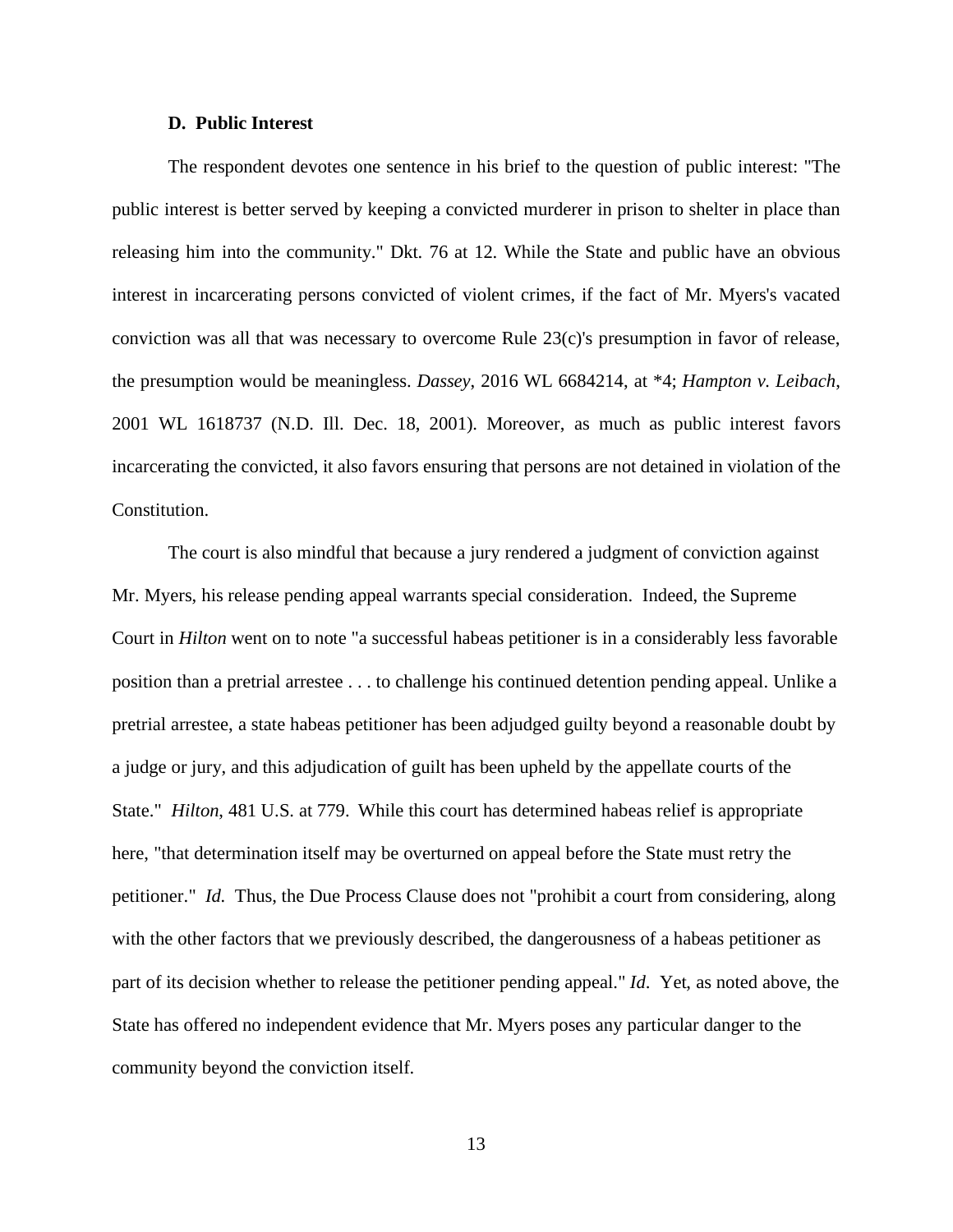### D. Public Interest

The respondent devotes one sentence in his brief to the question of public interest: "The public interest is better served by keeping a convicted murderer in prison to shelter in place than releasing him into the community." Dkt. 76 at 12. While the State and public have an obvious interest in incarcerating persons convicted of violent crimes, if the fact of Mr. Myers's vacated conviction was all that was necessary to overcome Rule 23(c)'s presumption in favor of release, the presumption would be meaningless. *Dassey*, 2016 WL 6684214, at *4; *Hampton v. Leibach*, 2001 WL 1618737 (N.D. Ill. Dec. 18, 2001). Moreover, as much as public interest favors incarcerating the convicted, it also favors ensuring that persons are not detained in violation of the Constitution.

The court is also mindful that because a jury rendered a judgment of conviction against Mr. Myers, his release pending appeal warrants special consideration. Indeed, the Supreme Court in *Hilton* went on to note "a successful habeas petitioner is in a considerably less favorable position than a pretrial arrestee . . . to challenge his continued detention pending appeal. Unlike a pretrial arrestee, a state habeas petitioner has been adjudged guilty beyond a reasonable doubt by a judge or jury, and this adjudication of guilt has been upheld by the appellate courts of the State." *Hilton*, 481 U.S. at 779. While this court has determined habeas relief is appropriate here, "that determination itself may be overturned on appeal before the State must retry the petitioner." *Id.* Thus, the Due Process Clause does not "prohibit a court from considering, along with the other factors that we previously described, the dangerousness of a habeas petitioner as part of its decision whether to release the petitioner pending appeal." *Id.* Yet, as noted above, the State has offered no independent evidence that Mr. Myers poses any particular danger to the community beyond the conviction itself.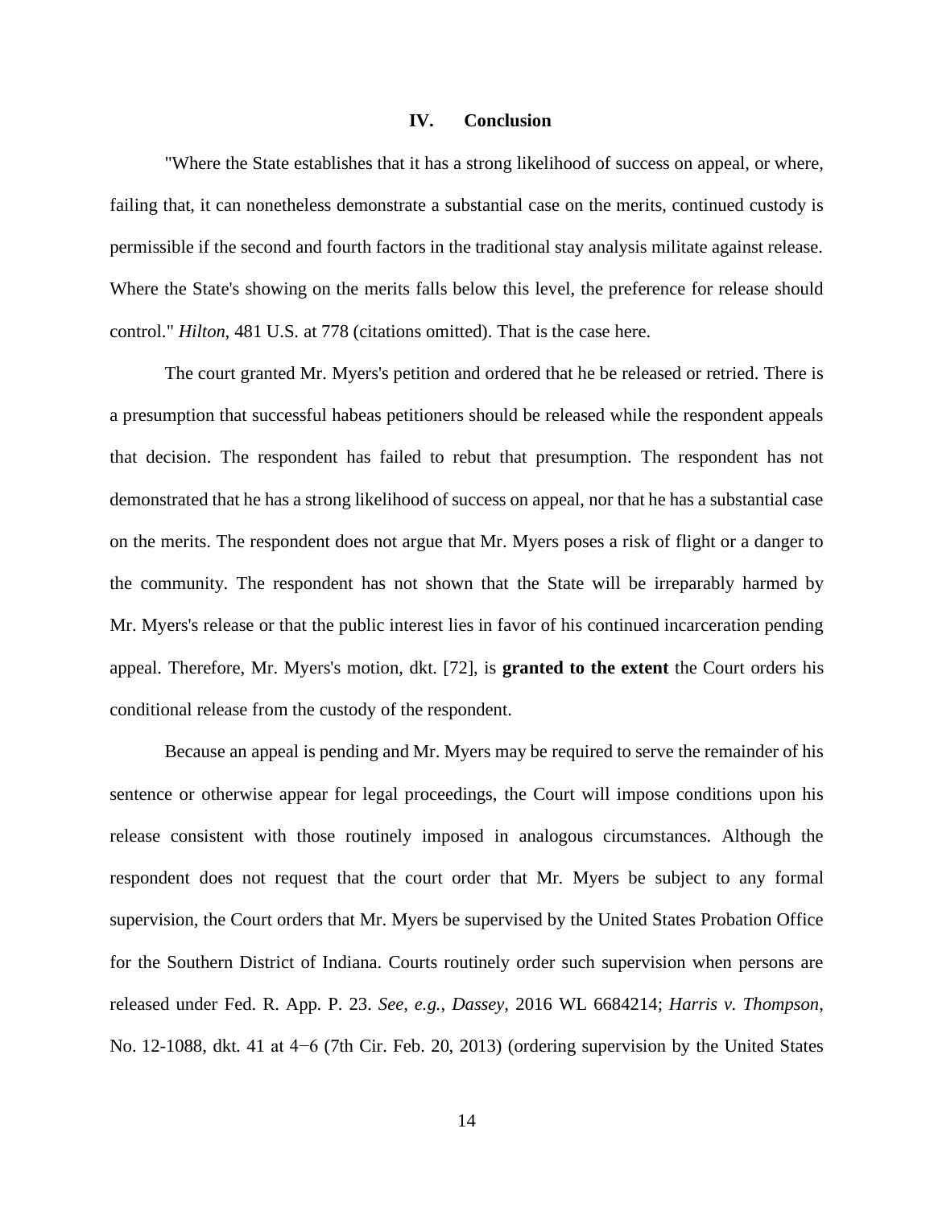## IV. Conclusion

"Where the State establishes that it has a strong likelihood of success on appeal, or where, failing that, it can nonetheless demonstrate a substantial case on the merits, continued custody is permissible if the second and fourth factors in the traditional stay analysis militate against release. Where the State's showing on the merits falls below this level, the preference for release should control." *Hilton*, 481 U.S. at 778 (citations omitted). That is the case here.

The court granted Mr. Myers's petition and ordered that he be released or retried. There is a presumption that successful habeas petitioners should be released while the respondent appeals that decision. The respondent has failed to rebut that presumption. The respondent has not demonstrated that he has a strong likelihood of success on appeal, nor that he has a substantial case on the merits. The respondent does not argue that Mr. Myers poses a risk of flight or a danger to the community. The respondent has not shown that the State will be irreparably harmed by Mr. Myers's release or that the public interest lies in favor of his continued incarceration pending appeal. Therefore, Mr. Myers's motion, dkt. [72], is **granted to the extent** the Court orders his conditional release from the custody of the respondent.

Because an appeal is pending and Mr. Myers may be required to serve the remainder of his sentence or otherwise appear for legal proceedings, the Court will impose conditions upon his release consistent with those routinely imposed in analogous circumstances. Although the respondent does not request that the court order that Mr. Myers be subject to any formal supervision, the Court orders that Mr. Myers be supervised by the United States Probation Office for the Southern District of Indiana. Courts routinely order such supervision when persons are released under Fed. R. App. P. 23. *See, e.g.*, *Dassey*, 2016 WL 6684214; *Harris v. Thompson*, No. 12-1088, dkt. 41 at 4−6 (7th Cir. Feb. 20, 2013) (ordering supervision by the United States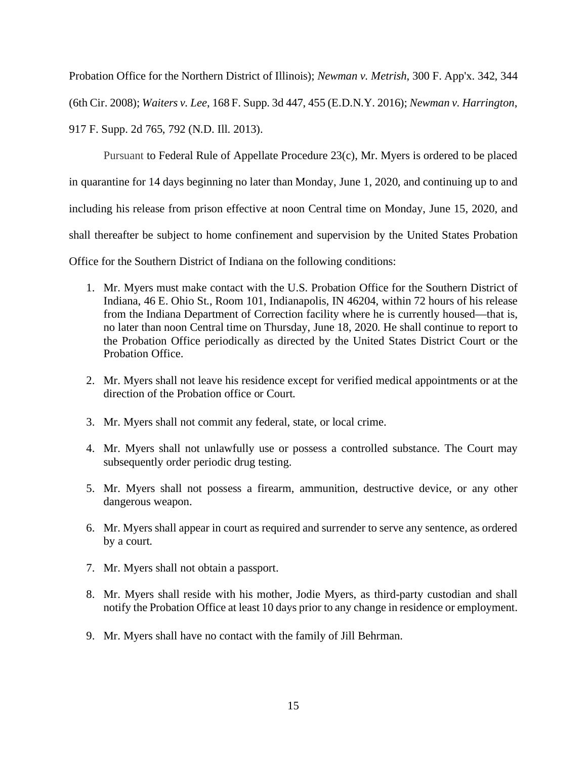Probation Office for the Northern District of Illinois); *Newman v. Metrish*, 300 F. App'x. 342, 344 (6th Cir. 2008); *Waiters v. Lee*, 168 F. Supp. 3d 447, 455 (E.D.N.Y. 2016); *Newman v. Harrington*, 917 F. Supp. 2d 765, 792 (N.D. Ill. 2013).

Pursuant to Federal Rule of Appellate Procedure 23(c), Mr. Myers is ordered to be placed in quarantine for 14 days beginning no later than Monday, June 1, 2020, and continuing up to and including his release from prison effective at noon Central time on Monday, June 15, 2020, and shall thereafter be subject to home confinement and supervision by the United States Probation Office for the Southern District of Indiana on the following conditions:

1. Mr. Myers must make contact with the U.S. Probation Office for the Southern District of Indiana, 46 E. Ohio St., Room 101, Indianapolis, IN 46204, within 72 hours of his release from the Indiana Department of Correction facility where he is currently housed—that is, no later than noon Central time on Thursday, June 18, 2020. He shall continue to report to the Probation Office periodically as directed by the United States District Court or the Probation Office.

2. Mr. Myers shall not leave his residence except for verified medical appointments or at the direction of the Probation office or Court.

3. Mr. Myers shall not commit any federal, state, or local crime.

4. Mr. Myers shall not unlawfully use or possess a controlled substance. The Court may subsequently order periodic drug testing.

5. Mr. Myers shall not possess a firearm, ammunition, destructive device, or any other dangerous weapon.

6. Mr. Myers shall appear in court as required and surrender to serve any sentence, as ordered by a court.

7. Mr. Myers shall not obtain a passport.

8. Mr. Myers shall reside with his mother, Jodie Myers, as third-party custodian and shall notify the Probation Office at least 10 days prior to any change in residence or employment.

9. Mr. Myers shall have no contact with the family of Jill Behrman.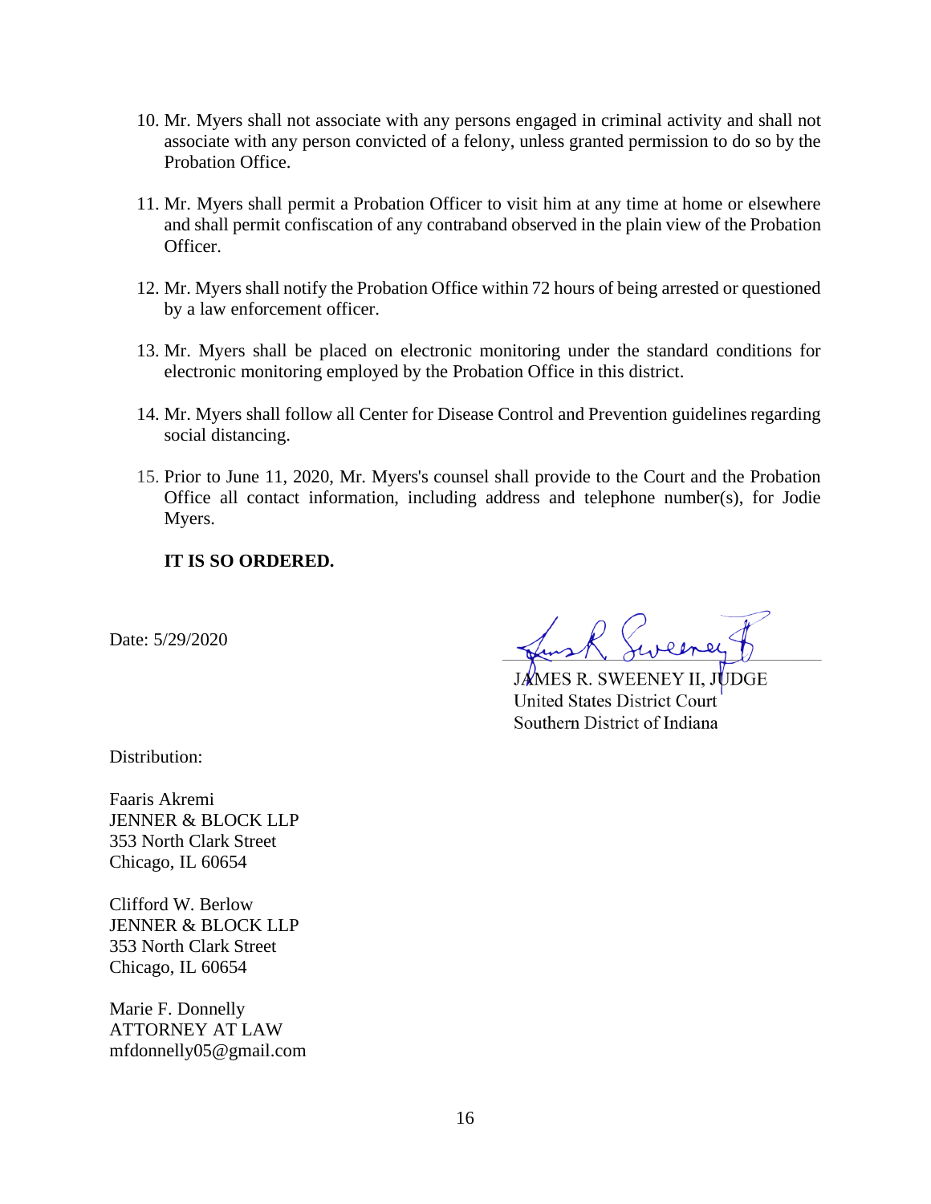10. Mr. Myers shall not associate with any persons engaged in criminal activity and shall not associate with any person convicted of a felony, unless granted permission to do so by the Probation Office.

11. Mr. Myers shall permit a Probation Officer to visit him at any time at home or elsewhere and shall permit confiscation of any contraband observed in the plain view of the Probation Officer.

12. Mr. Myers shall notify the Probation Office within 72 hours of being arrested or questioned by a law enforcement officer.

13. Mr. Myers shall be placed on electronic monitoring under the standard conditions for electronic monitoring employed by the Probation Office in this district.

14. Mr. Myers shall follow all Center for Disease Control and Prevention guidelines regarding social distancing.

15. Prior to June 11, 2020, Mr. Myers's counsel shall provide to the Court and the Probation Office all contact information, including address and telephone number(s), for Jodie Myers.

**IT IS SO ORDERED.**

Date: 5/29/2020

JAMES R. SWEENEY II, JUDGE
United States District Court
Southern District of Indiana

Distribution:

Faaris Akremi
JENNER & BLOCK LLP
353 North Clark Street
Chicago, IL 60654

Clifford W. Berlow
JENNER & BLOCK LLP
353 North Clark Street
Chicago, IL 60654

Marie F. Donnelly
ATTORNEY AT LAW
mfdonnelly05@gmail.com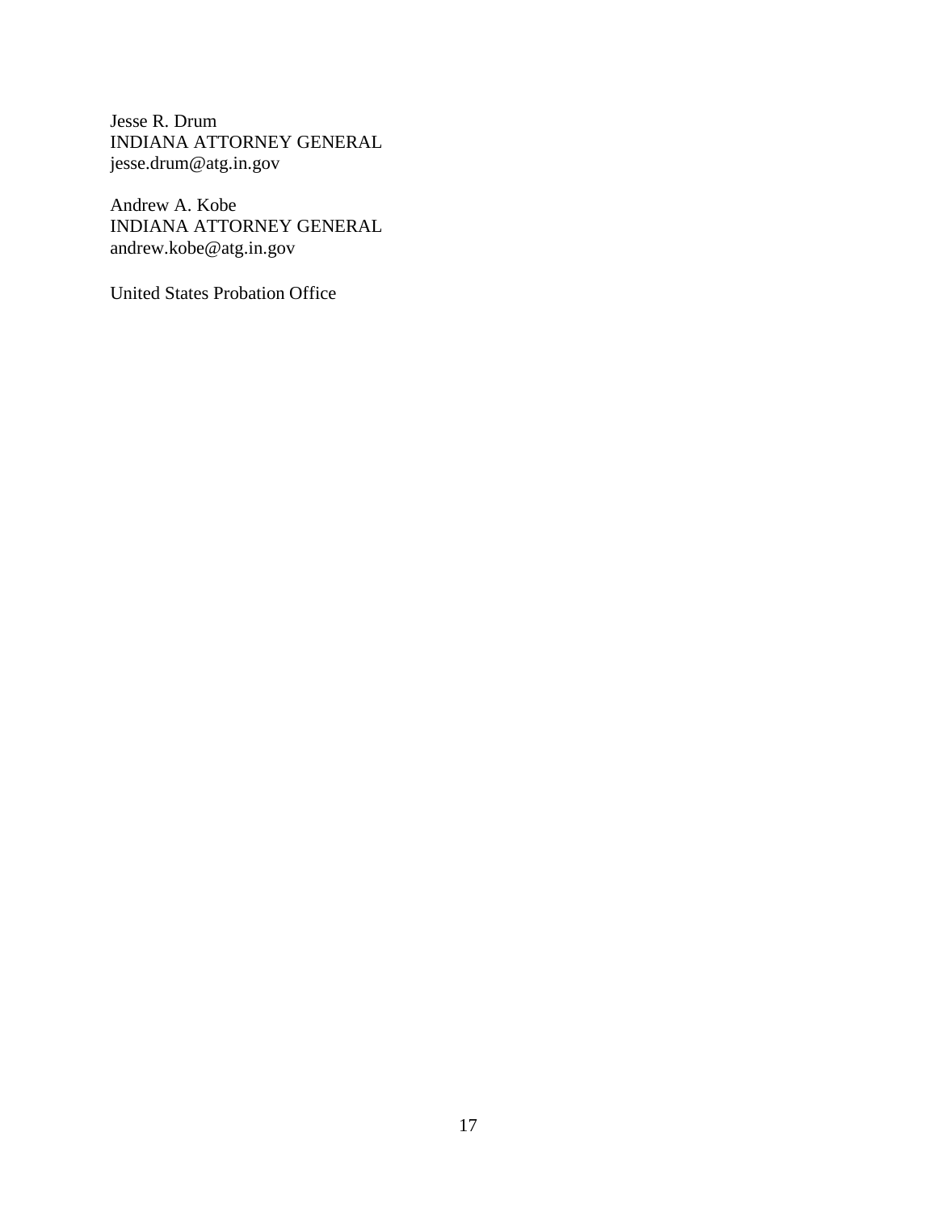Jesse R. Drum
INDIANA ATTORNEY GENERAL
jesse.drum@atg.in.gov

Andrew A. Kobe
INDIANA ATTORNEY GENERAL
andrew.kobe@atg.in.gov

United States Probation Office